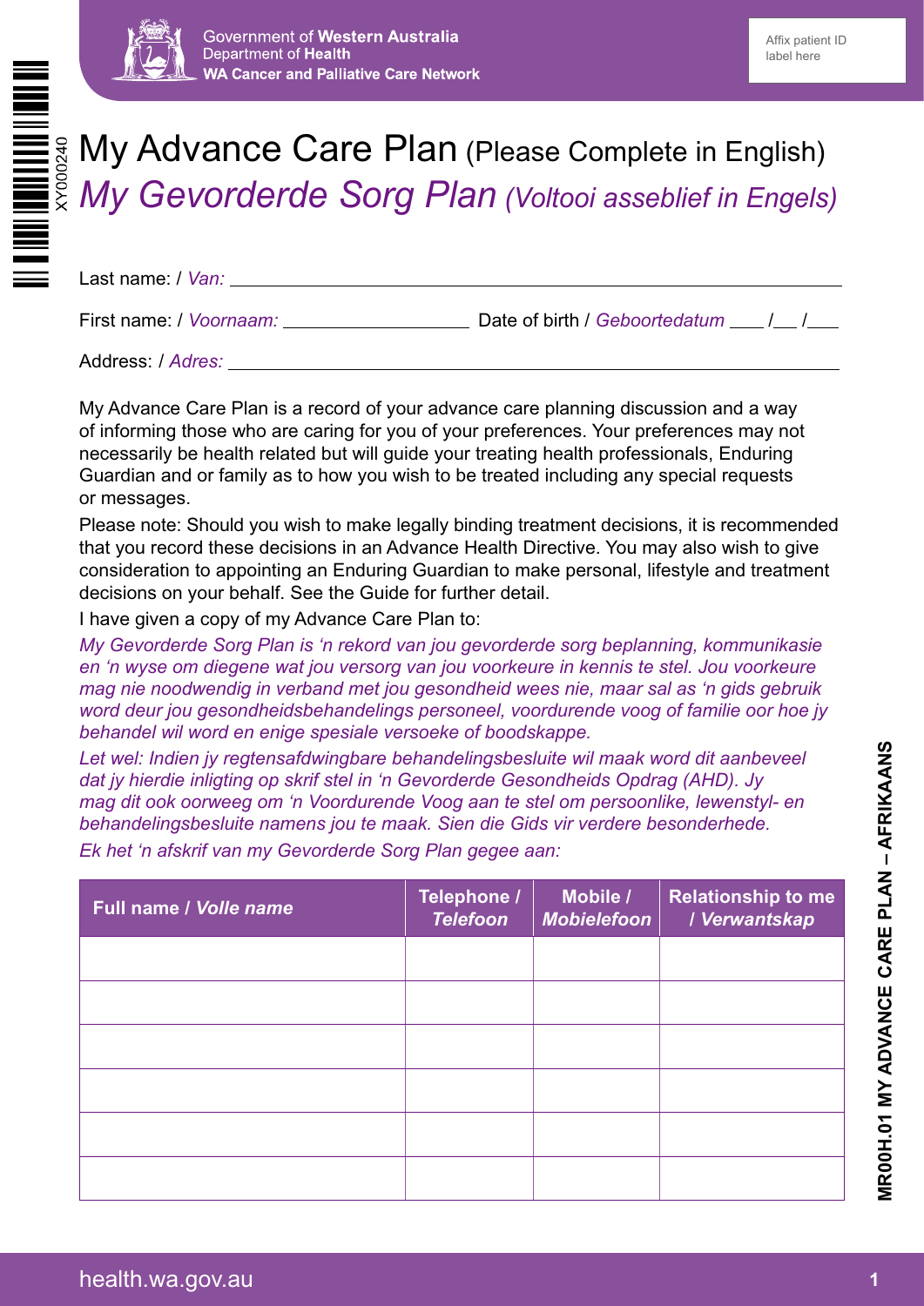Government of **Western Australia**
Department of **Health**
**WA Cancer and Palliative Care Network**

Affix patient ID label here

# My Advance Care Plan (Please Complete in English)

# *My Gevorderde Sorg Plan (Voltooi asseblief in Engels)*

Last name: / *Van:* ______________________________________________

First name: / *Voornaam:* ____________________ Date of birth / *Geboortedatum* ___ /___ /___

Address: / *Adres:* ______________________________________________

My Advance Care Plan is a record of your advance care planning discussion and a way of informing those who are caring for you of your preferences. Your preferences may not necessarily be health related but will guide your treating health professionals, Enduring Guardian and or family as to how you wish to be treated including any special requests or messages.

Please note: Should you wish to make legally binding treatment decisions, it is recommended that you record these decisions in an Advance Health Directive. You may also wish to give consideration to appointing an Enduring Guardian to make personal, lifestyle and treatment decisions on your behalf. See the Guide for further detail.

I have given a copy of my Advance Care Plan to:

*My Gevorderde Sorg Plan is 'n rekord van jou gevorderde sorg beplanning, kommunikasie en 'n wyse om diegene wat jou versorg van jou voorkeure in kennis te stel. Jou voorkeure mag nie noodwendig in verband met jou gesondheid wees nie, maar sal as 'n gids gebruik word deur jou gesondheidsbehandelings personeel, voordurende voog of familie oor hoe jy behandel wil word en enige spesiale versoeke of boodskappe.*

*Let wel: Indien jy regtensafdwingbare behandelingsbesluite wil maak word dit aanbeveel dat jy hierdie inligting op skrif stel in 'n Gevorderde Gesondheids Opdrag (AHD). Jy mag dit ook oorweeg om 'n Voordurende Voog aan te stel om persoonlike, lewenstyl- en behandelingsbesluite namens jou te maak. Sien die Gids vir verdere besonderhede.*

*Ek het 'n afskrif van my Gevorderde Sorg Plan gegee aan:*

| Full name / *Volle name* | Telephone / *Telefoon* | Mobile / *Mobielefoon* | Relationship to me / *Verwantskap* |
|---|---|---|---|
| | | | |
| | | | |
| | | | |
| | | | |
| | | | |
| | | | |

MR00H.01 MY ADVANCE CARE PLAN – AFRIKAANS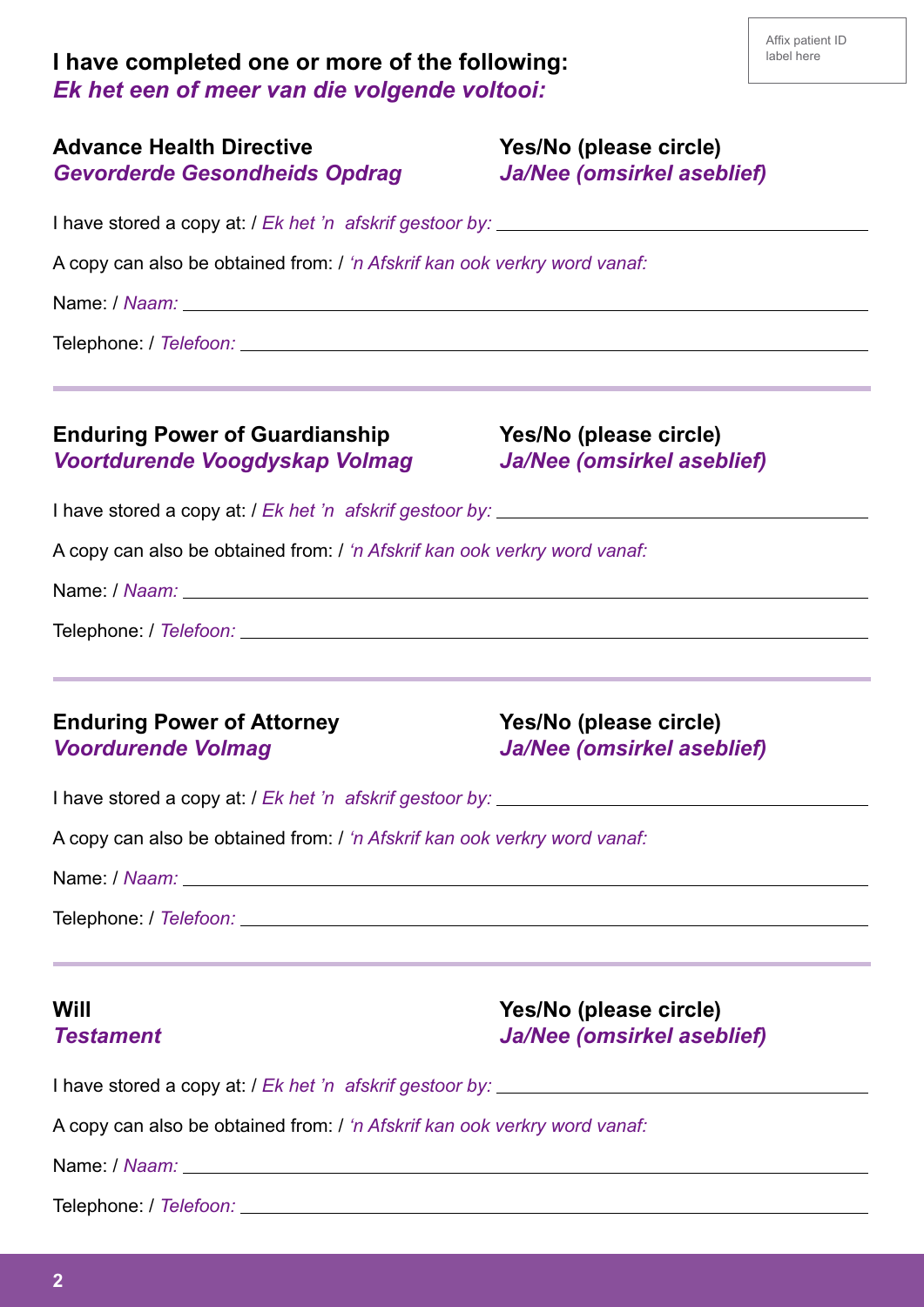Affix patient ID label here

## I have completed one or more of the following:
## *Ek het een of meer van die volgende voltooi:*

**Advance Health Directive** — **Yes/No (please circle)**
***Gevorderde Gesondheids Opdrag*** — ***Ja/Nee (omsirkel asseblief)***

I have stored a copy at: / *Ek het 'n afskrif gestoor by:* ______________________________

A copy can also be obtained from: / *'n Afskrif kan ook verkry word vanaf:*

Name: / *Naam:* ______________________________

Telephone: / *Telefoon:* ______________________________

---

**Enduring Power of Guardianship** — **Yes/No (please circle)**
***Voortdurende Voogdyskap Volmag*** — ***Ja/Nee (omsirkel asseblief)***

I have stored a copy at: / *Ek het 'n afskrif gestoor by:* ______________________________

A copy can also be obtained from: / *'n Afskrif kan ook verkry word vanaf:*

Name: / *Naam:* ______________________________

Telephone: / *Telefoon:* ______________________________

---

**Enduring Power of Attorney** — **Yes/No (please circle)**
***Voordurende Volmag*** — ***Ja/Nee (omsirkel asseblief)***

I have stored a copy at: / *Ek het 'n afskrif gestoor by:* ______________________________

A copy can also be obtained from: / *'n Afskrif kan ook verkry word vanaf:*

Name: / *Naam:* ______________________________

Telephone: / *Telefoon:* ______________________________

---

**Will** — **Yes/No (please circle)**
***Testament*** — ***Ja/Nee (omsirkel asseblief)***

I have stored a copy at: / *Ek het 'n afskrif gestoor by:* ______________________________

A copy can also be obtained from: / *'n Afskrif kan ook verkry word vanaf:*

Name: / *Naam:* ______________________________

Telephone: / *Telefoon:* ______________________________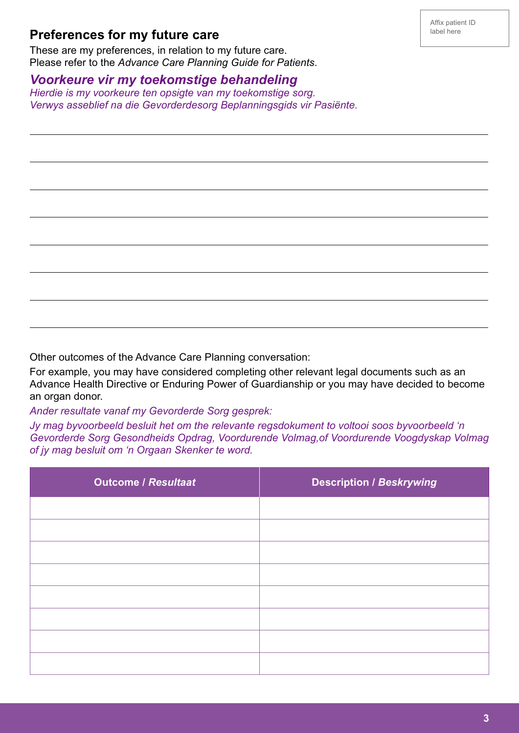Affix patient ID label here

## Preferences for my future care

These are my preferences, in relation to my future care.
Please refer to the *Advance Care Planning Guide for Patients*.

## *Voorkeure vir my toekomstige behandeling*

*Hierdie is my voorkeure ten opsigte van my toekomstige sorg.*
*Verwys asseblief na die Gevorderdesorg Beplanningsgids vir Pasiënte.*

Other outcomes of the Advance Care Planning conversation:

For example, you may have considered completing other relevant legal documents such as an Advance Health Directive or Enduring Power of Guardianship or you may have decided to become an organ donor.

*Ander resultate vanaf my Gevorderde Sorg gesprek:*

*Jy mag byvoorbeeld besluit het om the relevante regsdokument to voltooi soos byvoorbeeld 'n Gevorderde Sorg Gesondheids Opdrag, Voordurende Volmag,of Voordurende Voogdyskap Volmag of jy mag besluit om 'n Orgaan Skenker te word.*

| **Outcome / *Resultaat*** | **Description / *Beskrywing*** |
|---|---|
| | |
| | |
| | |
| | |
| | |
| | |
| | |
| | |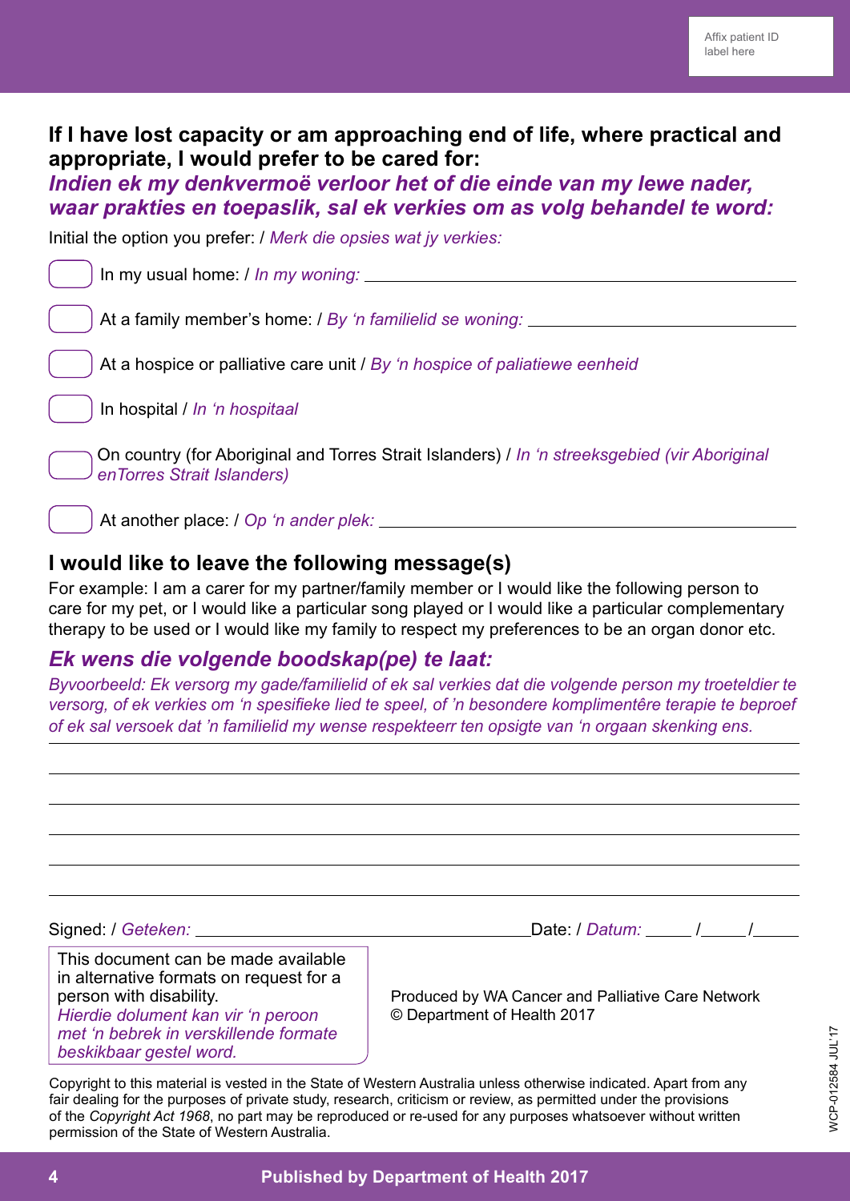Affix patient ID label here

**If I have lost capacity or am approaching end of life, where practical and appropriate, I would prefer to be cared for:**
***Indien ek my denkvermoë verloor het of die einde van my lewe nader, waar prakties en toepaslik, sal ek verkies om as volg behandel te word:***

Initial the option you prefer: / *Merk die opsies wat jy verkies:*

- [ ] In my usual home: / *In my woning:* ______________________
- [ ] At a family member's home: / *By 'n familielid se woning:* ______________________
- [ ] At a hospice or palliative care unit / *By 'n hospice of paliatiewe eenheid*
- [ ] In hospital / *In 'n hospitaal*
- [ ] On country (for Aboriginal and Torres Strait Islanders) / *In 'n streeksgebied (vir Aboriginal enTorres Strait Islanders)*
- [ ] At another place: / *Op 'n ander plek:* ______________________

## I would like to leave the following message(s)

For example: I am a carer for my partner/family member or I would like the following person to care for my pet, or I would like a particular song played or I would like a particular complementary therapy to be used or I would like my family to respect my preferences to be an organ donor etc.

## *Ek wens die volgende boodskap(pe) te laat:*

*Byvoorbeeld: Ek versorg my gade/familielid of ek sal verkies dat die volgende person my troeteldier te versorg, of ek verkies om 'n spesifieke lied te speel, of 'n besondere komplimentêre terapie te beproef of ek sal versoek dat 'n familielid my wense respekteerr ten opsigte van 'n orgaan skenking ens.*

______________________

______________________

______________________

______________________

______________________

______________________

Signed: / *Geteken:* ______________________ Date: / *Datum:* _____ / _____ / _____

This document can be made available in alternative formats on request for a person with disability.
*Hierdie dokument kan vir 'n peroon met 'n bebrek in verskillende formate beskikbaar gestel word.*

Produced by WA Cancer and Palliative Care Network
© Department of Health 2017

Copyright to this material is vested in the State of Western Australia unless otherwise indicated. Apart from any fair dealing for the purposes of private study, research, criticism or review, as permitted under the provisions of the *Copyright Act 1968*, no part may be reproduced or re-used for any purposes whatsoever without written permission of the State of Western Australia.

WCP-012584 JUL'17

**Published by Department of Health 2017**